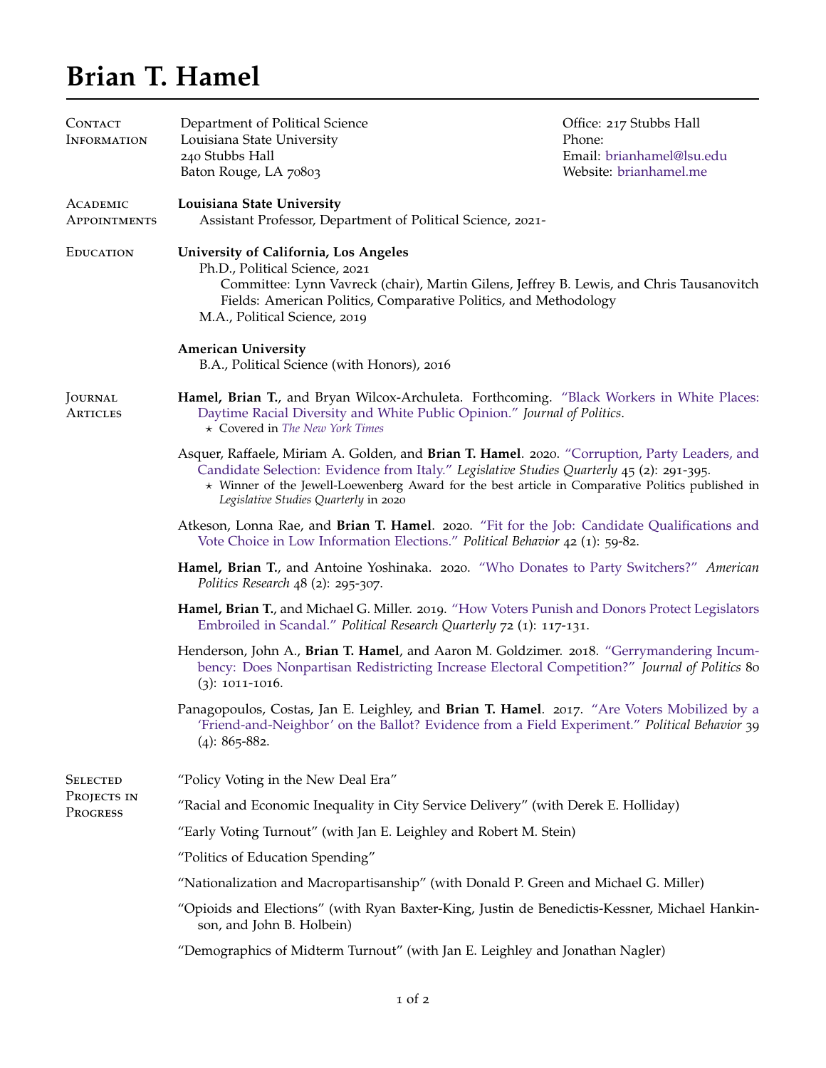# Brian T. Hamel

## Contact Information

Department of Political Science
Louisiana State University
240 Stubbs Hall
Baton Rouge, LA 70803

Office: 217 Stubbs Hall
Phone:
Email: brianhamel@lsu.edu
Website: brianhamel.me

## Academic Appointments

**Louisiana State University**
Assistant Professor, Department of Political Science, 2021-

## Education

**University of California, Los Angeles**
Ph.D., Political Science, 2021
Committee: Lynn Vavreck (chair), Martin Gilens, Jeffrey B. Lewis, and Chris Tausanovitch
Fields: American Politics, Comparative Politics, and Methodology
M.A., Political Science, 2019

**American University**
B.A., Political Science (with Honors), 2016

## Journal Articles

**Hamel, Brian T.**, and Bryan Wilcox-Archuleta. Forthcoming. "Black Workers in White Places: Daytime Racial Diversity and White Public Opinion." *Journal of Politics*.
- ⋆ Covered in *The New York Times*

Asquer, Raffaele, Miriam A. Golden, and **Brian T. Hamel**. 2020. "Corruption, Party Leaders, and Candidate Selection: Evidence from Italy." *Legislative Studies Quarterly* 45 (2): 291-395.
- ⋆ Winner of the Jewell-Loewenberg Award for the best article in Comparative Politics published in *Legislative Studies Quarterly* in 2020

Atkeson, Lonna Rae, and **Brian T. Hamel**. 2020. "Fit for the Job: Candidate Qualifications and Vote Choice in Low Information Elections." *Political Behavior* 42 (1): 59-82.

**Hamel, Brian T.**, and Antoine Yoshinaka. 2020. "Who Donates to Party Switchers?" *American Politics Research* 48 (2): 295-307.

**Hamel, Brian T.**, and Michael G. Miller. 2019. "How Voters Punish and Donors Protect Legislators Embroiled in Scandal." *Political Research Quarterly* 72 (1): 117-131.

Henderson, John A., **Brian T. Hamel**, and Aaron M. Goldzimer. 2018. "Gerrymandering Incumbency: Does Nonpartisan Redistricting Increase Electoral Competition?" *Journal of Politics* 80 (3): 1011-1016.

Panagopoulos, Costas, Jan E. Leighley, and **Brian T. Hamel**. 2017. "Are Voters Mobilized by a 'Friend-and-Neighbor' on the Ballot? Evidence from a Field Experiment." *Political Behavior* 39 (4): 865-882.

## Selected Projects in Progress

"Policy Voting in the New Deal Era"

"Racial and Economic Inequality in City Service Delivery" (with Derek E. Holliday)

"Early Voting Turnout" (with Jan E. Leighley and Robert M. Stein)

"Politics of Education Spending"

"Nationalization and Macropartisanship" (with Donald P. Green and Michael G. Miller)

"Opioids and Elections" (with Ryan Baxter-King, Justin de Benedictis-Kessner, Michael Hankinson, and John B. Holbein)

"Demographics of Midterm Turnout" (with Jan E. Leighley and Jonathan Nagler)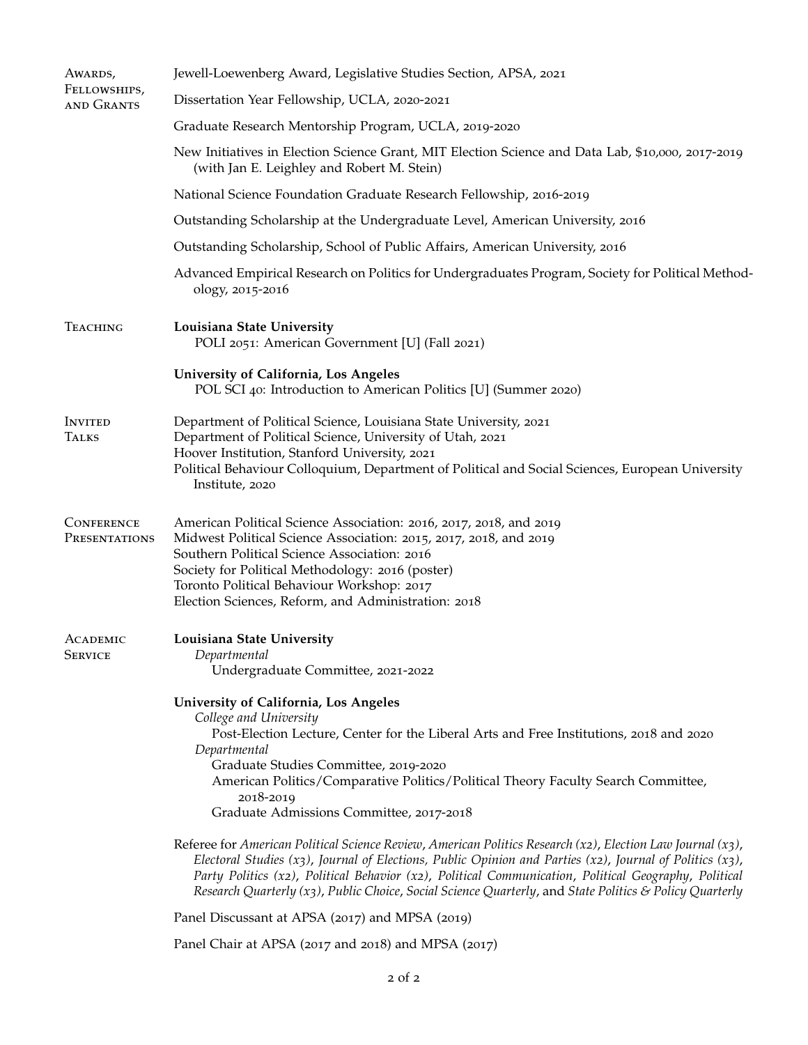## Awards, Fellowships, and Grants

Jewell-Loewenberg Award, Legislative Studies Section, APSA, 2021

Dissertation Year Fellowship, UCLA, 2020-2021

Graduate Research Mentorship Program, UCLA, 2019-2020

New Initiatives in Election Science Grant, MIT Election Science and Data Lab, $10,000, 2017-2019 (with Jan E. Leighley and Robert M. Stein)

National Science Foundation Graduate Research Fellowship, 2016-2019

Outstanding Scholarship at the Undergraduate Level, American University, 2016

Outstanding Scholarship, School of Public Affairs, American University, 2016

Advanced Empirical Research on Politics for Undergraduates Program, Society for Political Methodology, 2015-2016

## Teaching

**Louisiana State University**
POLI 2051: American Government [U] (Fall 2021)

**University of California, Los Angeles**
POL SCI 40: Introduction to American Politics [U] (Summer 2020)

## Invited Talks

Department of Political Science, Louisiana State University, 2021
Department of Political Science, University of Utah, 2021
Hoover Institution, Stanford University, 2021
Political Behaviour Colloquium, Department of Political and Social Sciences, European University Institute, 2020

## Conference Presentations

American Political Science Association: 2016, 2017, 2018, and 2019
Midwest Political Science Association: 2015, 2017, 2018, and 2019
Southern Political Science Association: 2016
Society for Political Methodology: 2016 (poster)
Toronto Political Behaviour Workshop: 2017
Election Sciences, Reform, and Administration: 2018

## Academic Service

**Louisiana State University**
*Departmental*
Undergraduate Committee, 2021-2022

**University of California, Los Angeles**
*College and University*
Post-Election Lecture, Center for the Liberal Arts and Free Institutions, 2018 and 2020
*Departmental*
Graduate Studies Committee, 2019-2020
American Politics/Comparative Politics/Political Theory Faculty Search Committee, 2018-2019
Graduate Admissions Committee, 2017-2018

Referee for *American Political Science Review*, *American Politics Research (x2)*, *Election Law Journal (x3)*, *Electoral Studies (x3)*, *Journal of Elections, Public Opinion and Parties (x2)*, *Journal of Politics (x3)*, *Party Politics (x2)*, *Political Behavior (x2)*, *Political Communication*, *Political Geography*, *Political Research Quarterly (x3)*, *Public Choice*, *Social Science Quarterly*, and *State Politics & Policy Quarterly*

Panel Discussant at APSA (2017) and MPSA (2019)

Panel Chair at APSA (2017 and 2018) and MPSA (2017)